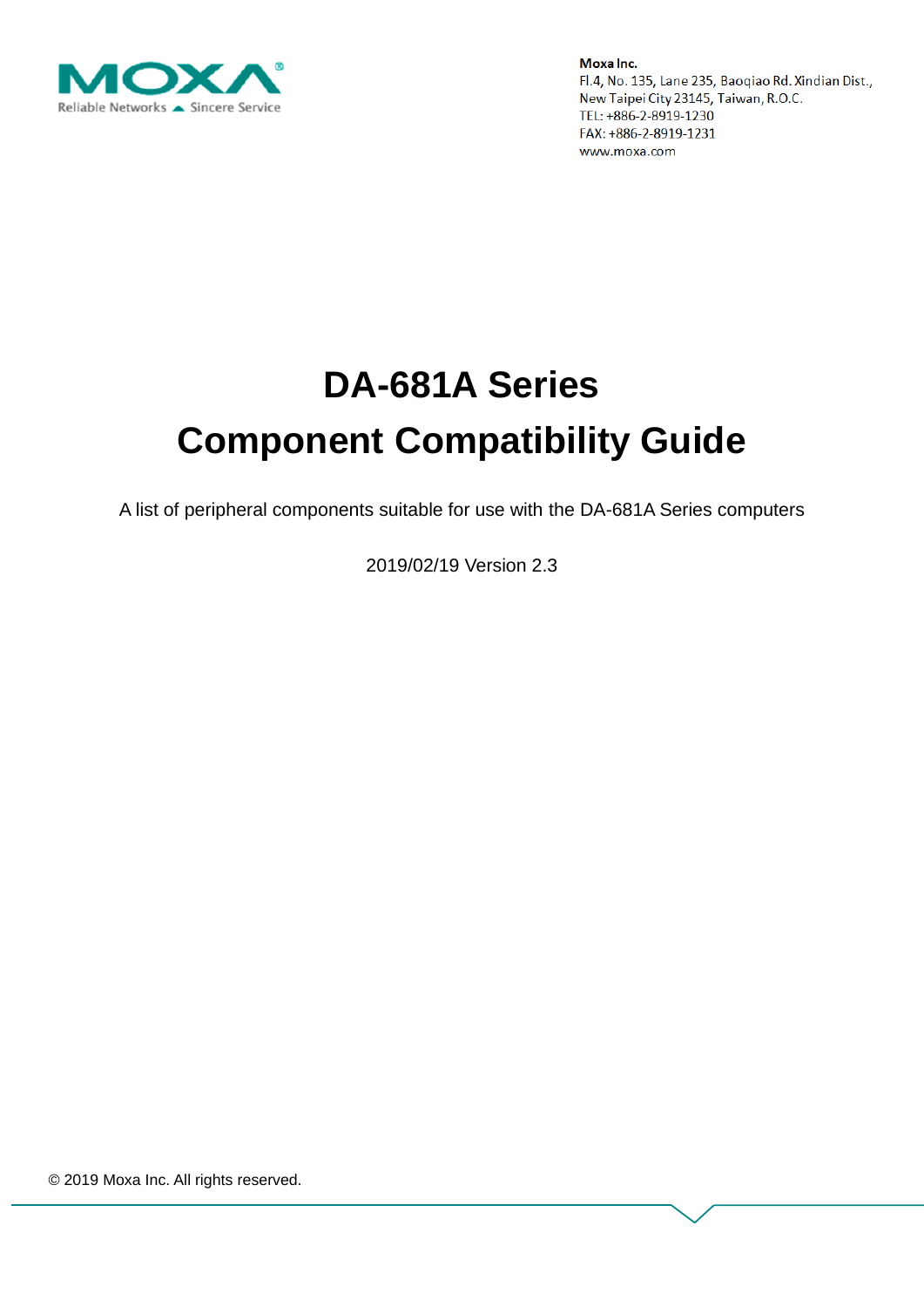**Moxa Inc.**
Fl.4, No. 135, Lane 235, Baoqiao Rd. Xindian Dist.,
New Taipei City 23145, Taiwan, R.O.C.
TEL: +886-2-8919-1230
FAX: +886-2-8919-1231
www.moxa.com

# DA-681A Series
# Component Compatibility Guide

A list of peripheral components suitable for use with the DA-681A Series computers

2019/02/19 Version 2.3

© 2019 Moxa Inc. All rights reserved.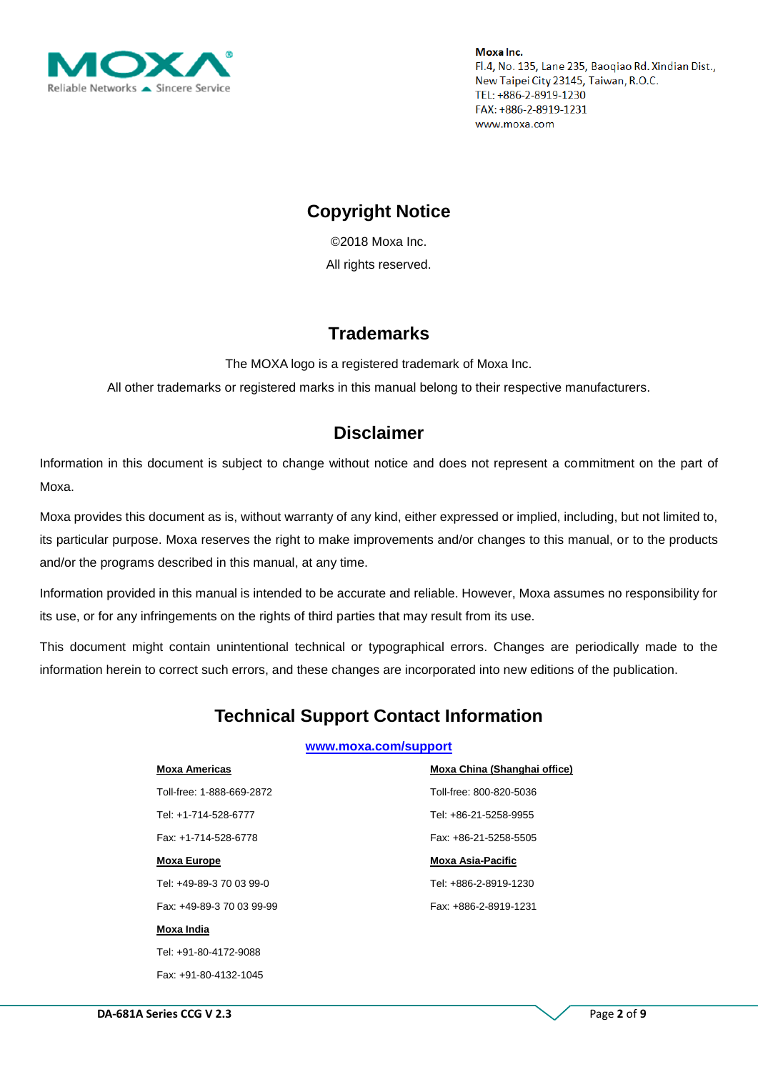**Moxa Inc.**
Fl.4, No. 135, Lane 235, Baoqiao Rd. Xindian Dist.,
New Taipei City 23145, Taiwan, R.O.C.
TEL: +886-2-8919-1230
FAX: +886-2-8919-1231
www.moxa.com

## Copyright Notice

©2018 Moxa Inc.

All rights reserved.

## Trademarks

The MOXA logo is a registered trademark of Moxa Inc.

All other trademarks or registered marks in this manual belong to their respective manufacturers.

## Disclaimer

Information in this document is subject to change without notice and does not represent a commitment on the part of Moxa.

Moxa provides this document as is, without warranty of any kind, either expressed or implied, including, but not limited to, its particular purpose. Moxa reserves the right to make improvements and/or changes to this manual, or to the products and/or the programs described in this manual, at any time.

Information provided in this manual is intended to be accurate and reliable. However, Moxa assumes no responsibility for its use, or for any infringements on the rights of third parties that may result from its use.

This document might contain unintentional technical or typographical errors. Changes are periodically made to the information herein to correct such errors, and these changes are incorporated into new editions of the publication.

## Technical Support Contact Information

**www.moxa.com/support**

**Moxa Americas**

Toll-free: 1-888-669-2872

Tel: +1-714-528-6777

Fax: +1-714-528-6778

**Moxa Europe**

Tel: +49-89-3 70 03 99-0

Fax: +49-89-3 70 03 99-99

**Moxa India**

Tel: +91-80-4172-9088

Fax: +91-80-4132-1045

**Moxa China (Shanghai office)**

Toll-free: 800-820-5036

Tel: +86-21-5258-9955

Fax: +86-21-5258-5505

**Moxa Asia-Pacific**

Tel: +886-2-8919-1230

Fax: +886-2-8919-1231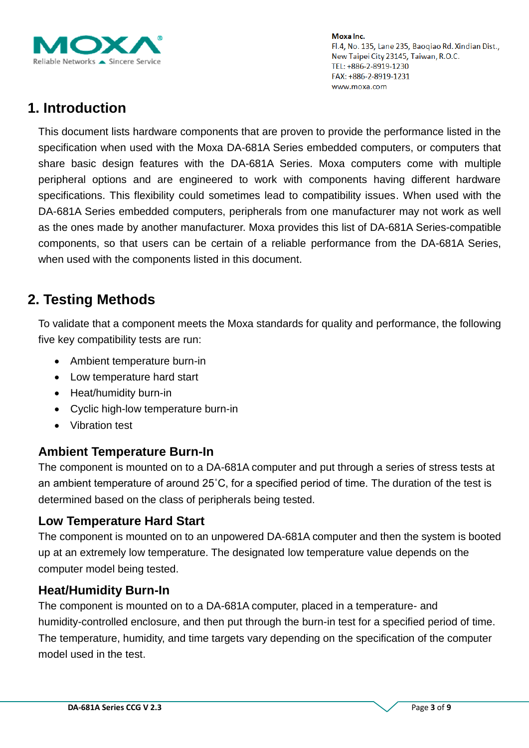# 1. Introduction

This document lists hardware components that are proven to provide the performance listed in the specification when used with the Moxa DA-681A Series embedded computers, or computers that share basic design features with the DA-681A Series. Moxa computers come with multiple peripheral options and are engineered to work with components having different hardware specifications. This flexibility could sometimes lead to compatibility issues. When used with the DA-681A Series embedded computers, peripherals from one manufacturer may not work as well as the ones made by another manufacturer. Moxa provides this list of DA-681A Series-compatible components, so that users can be certain of a reliable performance from the DA-681A Series, when used with the components listed in this document.

# 2. Testing Methods

To validate that a component meets the Moxa standards for quality and performance, the following five key compatibility tests are run:

- Ambient temperature burn-in
- Low temperature hard start
- Heat/humidity burn-in
- Cyclic high-low temperature burn-in
- Vibration test

### Ambient Temperature Burn-In

The component is mounted on to a DA-681A computer and put through a series of stress tests at an ambient temperature of around 25˚C, for a specified period of time. The duration of the test is determined based on the class of peripherals being tested.

### Low Temperature Hard Start

The component is mounted on to an unpowered DA-681A computer and then the system is booted up at an extremely low temperature. The designated low temperature value depends on the computer model being tested.

### Heat/Humidity Burn-In

The component is mounted on to a DA-681A computer, placed in a temperature- and humidity-controlled enclosure, and then put through the burn-in test for a specified period of time. The temperature, humidity, and time targets vary depending on the specification of the computer model used in the test.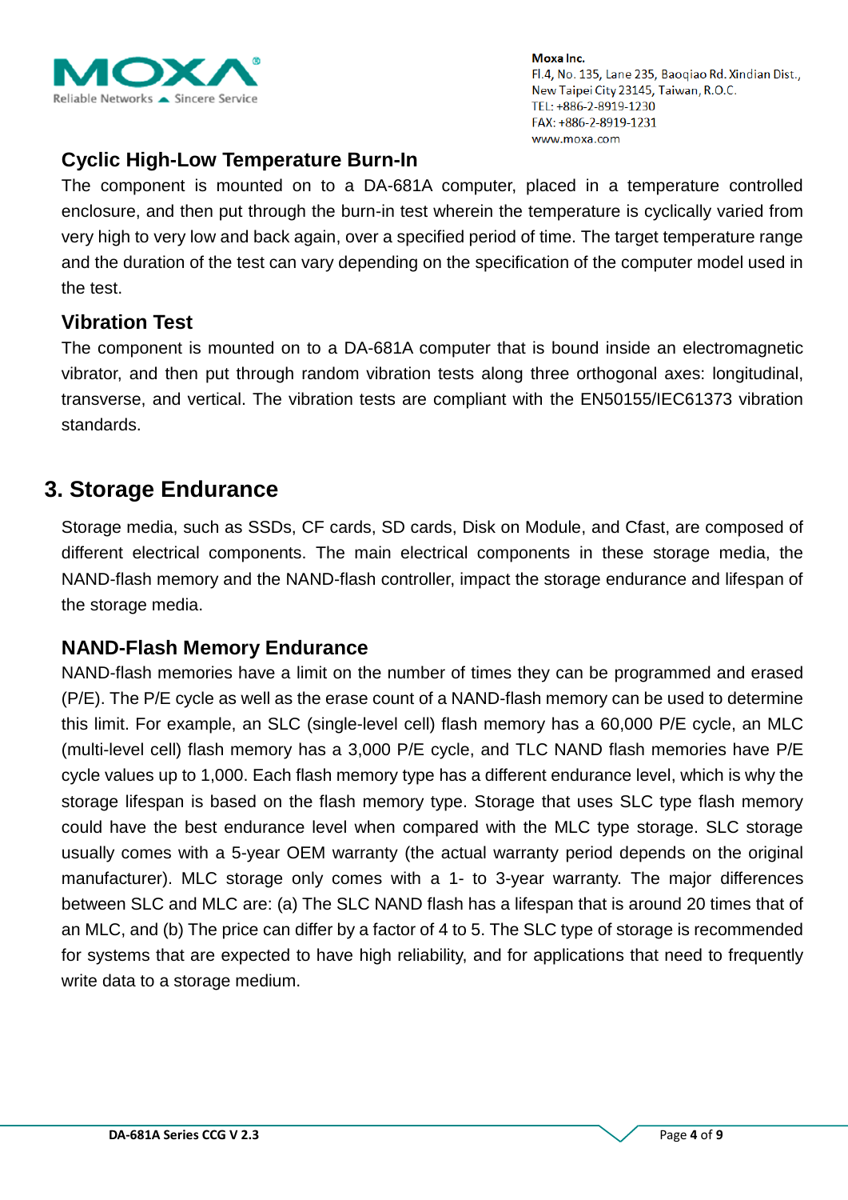### Cyclic High-Low Temperature Burn-In

The component is mounted on to a DA-681A computer, placed in a temperature controlled enclosure, and then put through the burn-in test wherein the temperature is cyclically varied from very high to very low and back again, over a specified period of time. The target temperature range and the duration of the test can vary depending on the specification of the computer model used in the test.

### Vibration Test

The component is mounted on to a DA-681A computer that is bound inside an electromagnetic vibrator, and then put through random vibration tests along three orthogonal axes: longitudinal, transverse, and vertical. The vibration tests are compliant with the EN50155/IEC61373 vibration standards.

## 3. Storage Endurance

Storage media, such as SSDs, CF cards, SD cards, Disk on Module, and Cfast, are composed of different electrical components. The main electrical components in these storage media, the NAND-flash memory and the NAND-flash controller, impact the storage endurance and lifespan of the storage media.

### NAND-Flash Memory Endurance

NAND-flash memories have a limit on the number of times they can be programmed and erased (P/E). The P/E cycle as well as the erase count of a NAND-flash memory can be used to determine this limit. For example, an SLC (single-level cell) flash memory has a 60,000 P/E cycle, an MLC (multi-level cell) flash memory has a 3,000 P/E cycle, and TLC NAND flash memories have P/E cycle values up to 1,000. Each flash memory type has a different endurance level, which is why the storage lifespan is based on the flash memory type. Storage that uses SLC type flash memory could have the best endurance level when compared with the MLC type storage. SLC storage usually comes with a 5-year OEM warranty (the actual warranty period depends on the original manufacturer). MLC storage only comes with a 1- to 3-year warranty. The major differences between SLC and MLC are: (a) The SLC NAND flash has a lifespan that is around 20 times that of an MLC, and (b) The price can differ by a factor of 4 to 5. The SLC type of storage is recommended for systems that are expected to have high reliability, and for applications that need to frequently write data to a storage medium.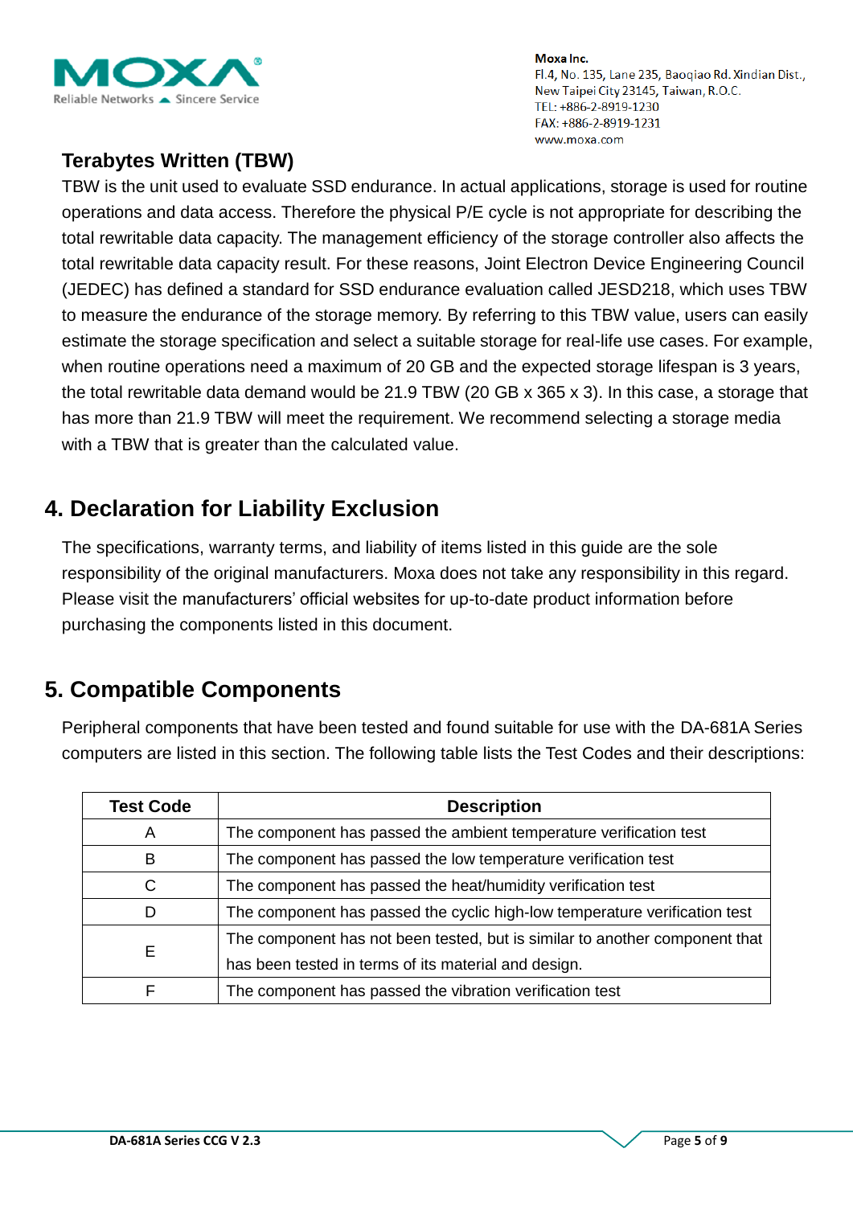### Terabytes Written (TBW)

TBW is the unit used to evaluate SSD endurance. In actual applications, storage is used for routine operations and data access. Therefore the physical P/E cycle is not appropriate for describing the total rewritable data capacity. The management efficiency of the storage controller also affects the total rewritable data capacity result. For these reasons, Joint Electron Device Engineering Council (JEDEC) has defined a standard for SSD endurance evaluation called JESD218, which uses TBW to measure the endurance of the storage memory. By referring to this TBW value, users can easily estimate the storage specification and select a suitable storage for real-life use cases. For example, when routine operations need a maximum of 20 GB and the expected storage lifespan is 3 years, the total rewritable data demand would be 21.9 TBW (20 GB x 365 x 3). In this case, a storage that has more than 21.9 TBW will meet the requirement. We recommend selecting a storage media with a TBW that is greater than the calculated value.

## 4. Declaration for Liability Exclusion

The specifications, warranty terms, and liability of items listed in this guide are the sole responsibility of the original manufacturers. Moxa does not take any responsibility in this regard. Please visit the manufacturers' official websites for up-to-date product information before purchasing the components listed in this document.

## 5. Compatible Components

Peripheral components that have been tested and found suitable for use with the DA-681A Series computers are listed in this section. The following table lists the Test Codes and their descriptions:

| Test Code | Description |
|---|---|
| A | The component has passed the ambient temperature verification test |
| B | The component has passed the low temperature verification test |
| C | The component has passed the heat/humidity verification test |
| D | The component has passed the cyclic high-low temperature verification test |
| E | The component has not been tested, but is similar to another component that has been tested in terms of its material and design. |
| F | The component has passed the vibration verification test |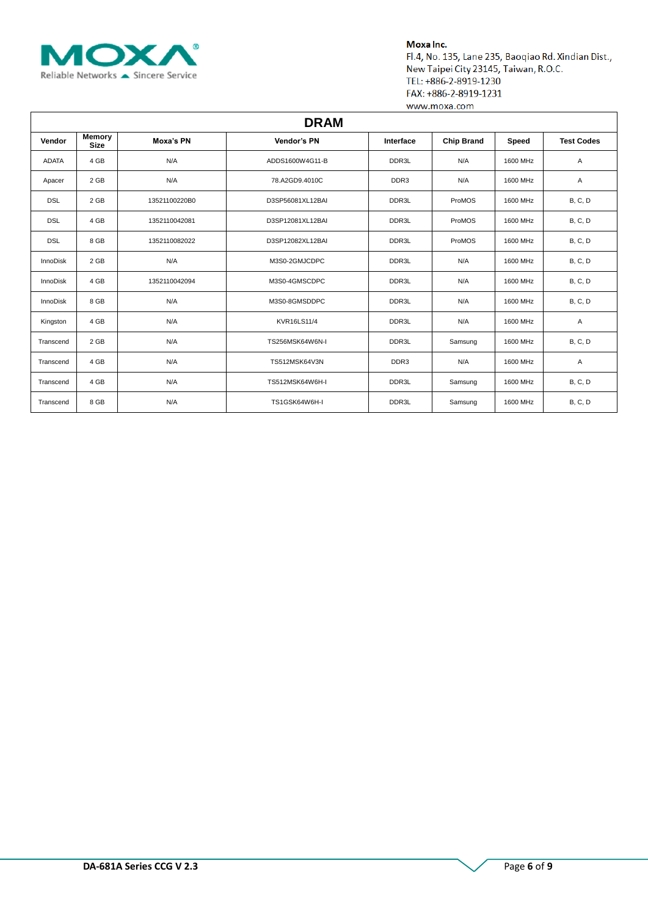| DRAM | | | | | | | |
|---|---|---|---|---|---|---|---|
| **Vendor** | **Memory Size** | **Moxa's PN** | **Vendor's PN** | **Interface** | **Chip Brand** | **Speed** | **Test Codes** |
| ADATA | 4 GB | N/A | ADDS1600W4G11-B | DDR3L | N/A | 1600 MHz | A |
| Apacer | 2 GB | N/A | 78.A2GD9.4010C | DDR3 | N/A | 1600 MHz | A |
| DSL | 2 GB | 13521100220B0 | D3SP56081XL12BAI | DDR3L | ProMOS | 1600 MHz | B, C, D |
| DSL | 4 GB | 1352110042081 | D3SP12081XL12BAI | DDR3L | ProMOS | 1600 MHz | B, C, D |
| DSL | 8 GB | 1352110082022 | D3SP12082XL12BAI | DDR3L | ProMOS | 1600 MHz | B, C, D |
| InnoDisk | 2 GB | N/A | M3S0-2GMJCDPC | DDR3L | N/A | 1600 MHz | B, C, D |
| InnoDisk | 4 GB | 1352110042094 | M3S0-4GMSCDPC | DDR3L | N/A | 1600 MHz | B, C, D |
| InnoDisk | 8 GB | N/A | M3S0-8GMSDDPC | DDR3L | N/A | 1600 MHz | B, C, D |
| Kingston | 4 GB | N/A | KVR16LS11/4 | DDR3L | N/A | 1600 MHz | A |
| Transcend | 2 GB | N/A | TS256MSK64W6N-I | DDR3L | Samsung | 1600 MHz | B, C, D |
| Transcend | 4 GB | N/A | TS512MSK64V3N | DDR3 | N/A | 1600 MHz | A |
| Transcend | 4 GB | N/A | TS512MSK64W6H-I | DDR3L | Samsung | 1600 MHz | B, C, D |
| Transcend | 8 GB | N/A | TS1GSK64W6H-I | DDR3L | Samsung | 1600 MHz | B, C, D |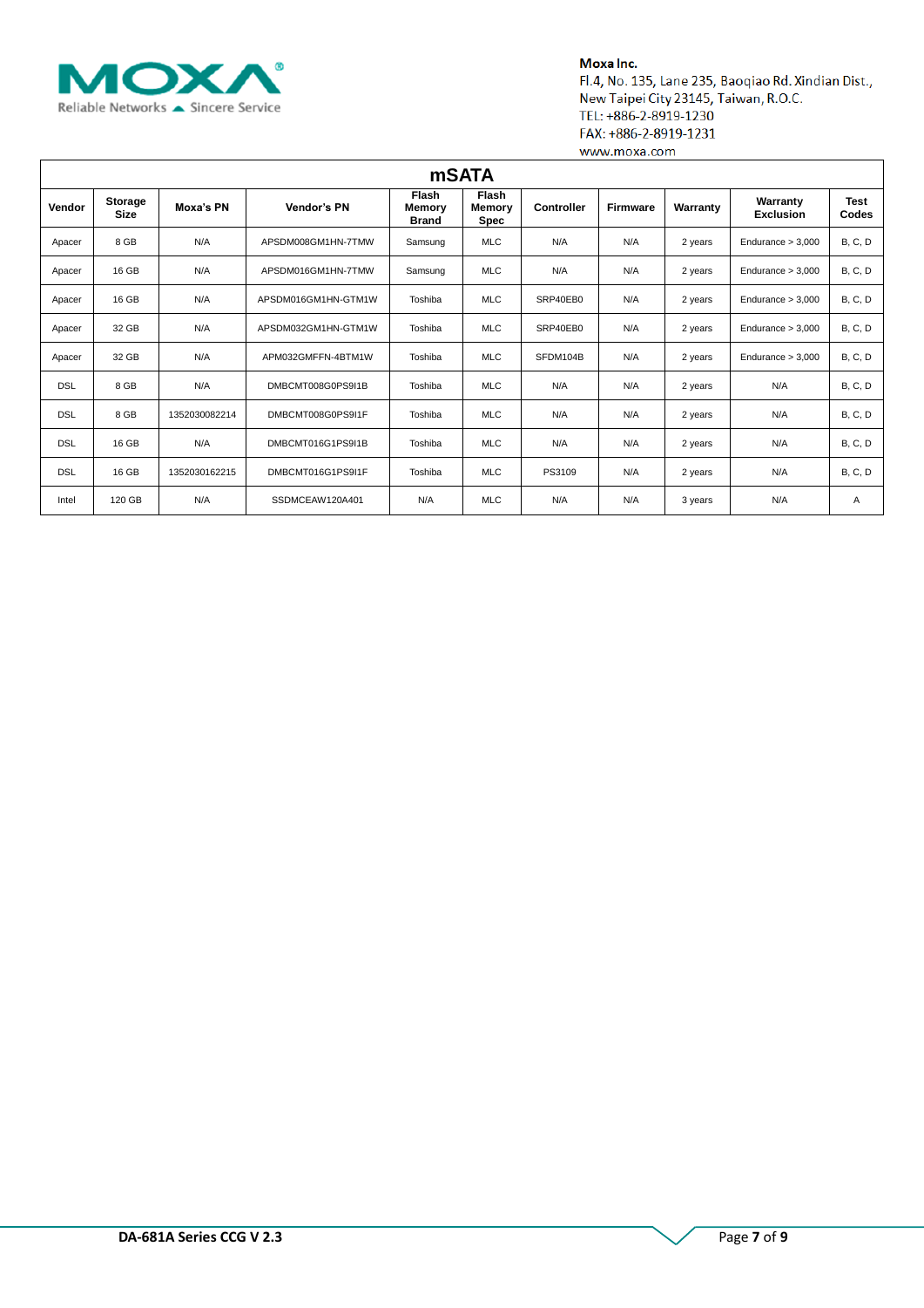**Moxa Inc.**
Fl.4, No. 135, Lane 235, Baoqiao Rd. Xindian Dist.,
New Taipei City 23145, Taiwan, R.O.C.
TEL: +886-2-8919-1230
FAX: +886-2-8919-1231
www.moxa.com

## mSATA

| Vendor | Storage Size | Moxa's PN | Vendor's PN | Flash Memory Brand | Flash Memory Spec | Controller | Firmware | Warranty | Warranty Exclusion | Test Codes |
|---|---|---|---|---|---|---|---|---|---|---|
| Apacer | 8 GB | N/A | APSDM008GM1HN-7TMW | Samsung | MLC | N/A | N/A | 2 years | Endurance > 3,000 | B, C, D |
| Apacer | 16 GB | N/A | APSDM016GM1HN-7TMW | Samsung | MLC | N/A | N/A | 2 years | Endurance > 3,000 | B, C, D |
| Apacer | 16 GB | N/A | APSDM016GM1HN-GTM1W | Toshiba | MLC | SRP40EB0 | N/A | 2 years | Endurance > 3,000 | B, C, D |
| Apacer | 32 GB | N/A | APSDM032GM1HN-GTM1W | Toshiba | MLC | SRP40EB0 | N/A | 2 years | Endurance > 3,000 | B, C, D |
| Apacer | 32 GB | N/A | APM032GMFFN-4BTM1W | Toshiba | MLC | SFDM104B | N/A | 2 years | Endurance > 3,000 | B, C, D |
| DSL | 8 GB | N/A | DMBCMT008G0PS9I1B | Toshiba | MLC | N/A | N/A | 2 years | N/A | B, C, D |
| DSL | 8 GB | 1352030082214 | DMBCMT008G0PS9I1F | Toshiba | MLC | N/A | N/A | 2 years | N/A | B, C, D |
| DSL | 16 GB | N/A | DMBCMT016G1PS9I1B | Toshiba | MLC | N/A | N/A | 2 years | N/A | B, C, D |
| DSL | 16 GB | 1352030162215 | DMBCMT016G1PS9I1F | Toshiba | MLC | PS3109 | N/A | 2 years | N/A | B, C, D |
| Intel | 120 GB | N/A | SSDMCEAW120A401 | N/A | MLC | N/A | N/A | 3 years | N/A | A |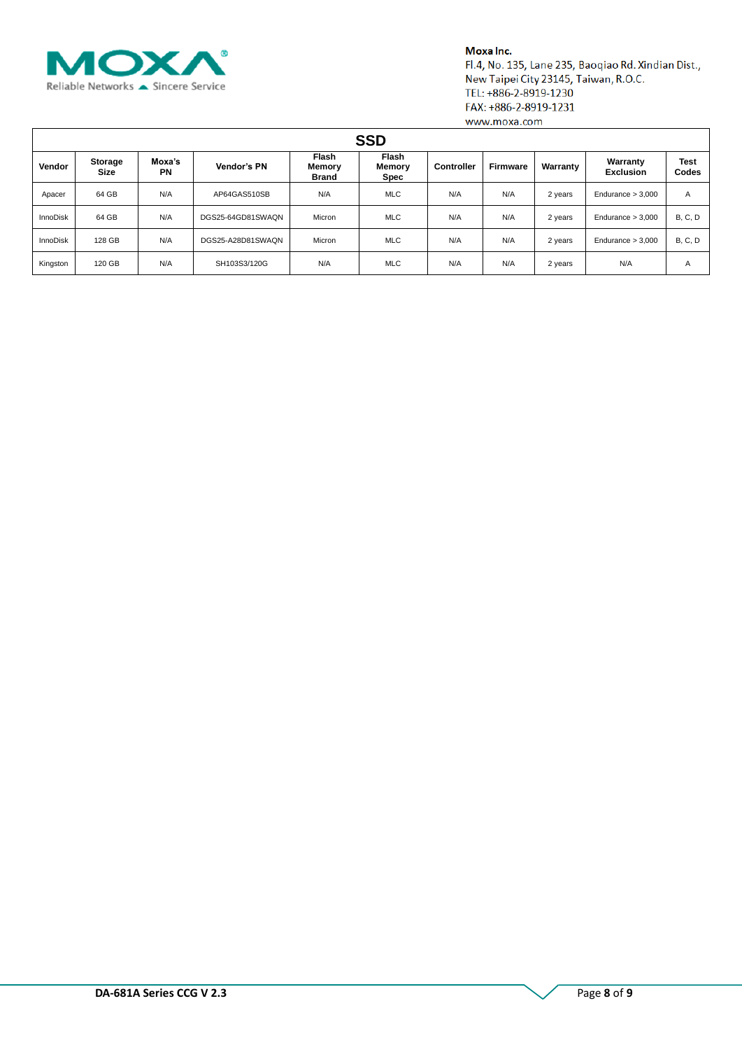Moxa Inc.
Fl.4, No. 135, Lane 235, Baoqiao Rd. Xindian Dist.,
New Taipei City 23145, Taiwan, R.O.C.
TEL: +886-2-8919-1230
FAX: +886-2-8919-1231
www.moxa.com

## SSD

| Vendor | Storage Size | Moxa's PN | Vendor's PN | Flash Memory Brand | Flash Memory Spec | Controller | Firmware | Warranty | Warranty Exclusion | Test Codes |
|---|---|---|---|---|---|---|---|---|---|---|
| Apacer | 64 GB | N/A | AP64GAS510SB | N/A | MLC | N/A | N/A | 2 years | Endurance > 3,000 | A |
| InnoDisk | 64 GB | N/A | DGS25-64GD81SWAQN | Micron | MLC | N/A | N/A | 2 years | Endurance > 3,000 | B, C, D |
| InnoDisk | 128 GB | N/A | DGS25-A28D81SWAQN | Micron | MLC | N/A | N/A | 2 years | Endurance > 3,000 | B, C, D |
| Kingston | 120 GB | N/A | SH103S3/120G | N/A | MLC | N/A | N/A | 2 years | N/A | A |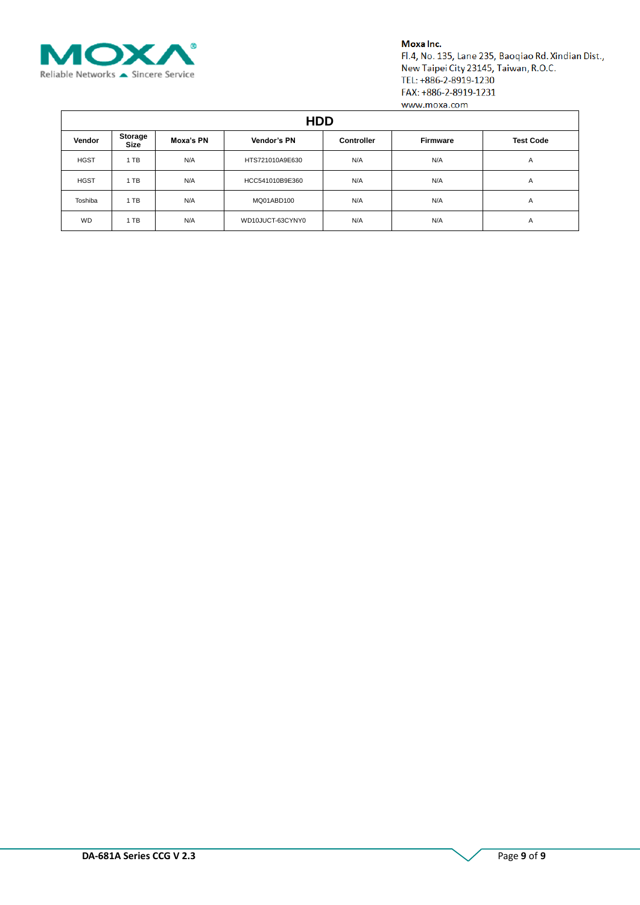| HDD | | | | | | |
|---|---|---|---|---|---|---|
| **Vendor** | **Storage Size** | **Moxa's PN** | **Vendor's PN** | **Controller** | **Firmware** | **Test Code** |
| HGST | 1 TB | N/A | HTS721010A9E630 | N/A | N/A | A |
| HGST | 1 TB | N/A | HCC541010B9E360 | N/A | N/A | A |
| Toshiba | 1 TB | N/A | MQ01ABD100 | N/A | N/A | A |
| WD | 1 TB | N/A | WD10JUCT-63CYNY0 | N/A | N/A | A |